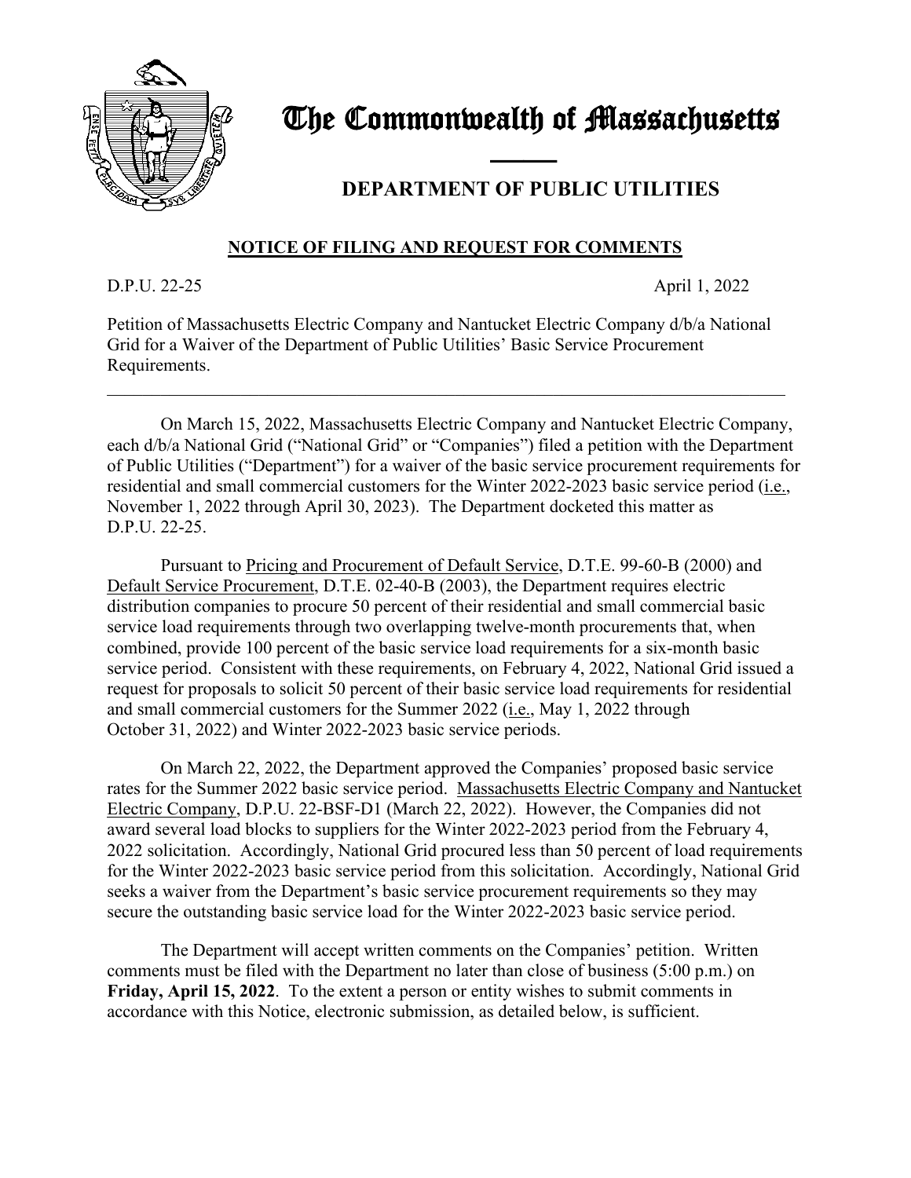# The Commonwealth of Massachusetts

## DEPARTMENT OF PUBLIC UTILITIES

### NOTICE OF FILING AND REQUEST FOR COMMENTS

D.P.U. 22-25 April 1, 2022

Petition of Massachusetts Electric Company and Nantucket Electric Company d/b/a National Grid for a Waiver of the Department of Public Utilities' Basic Service Procurement Requirements.

---

On March 15, 2022, Massachusetts Electric Company and Nantucket Electric Company, each d/b/a National Grid ("National Grid" or "Companies") filed a petition with the Department of Public Utilities ("Department") for a waiver of the basic service procurement requirements for residential and small commercial customers for the Winter 2022-2023 basic service period (i.e., November 1, 2022 through April 30, 2023). The Department docketed this matter as D.P.U. 22-25.

Pursuant to Pricing and Procurement of Default Service, D.T.E. 99-60-B (2000) and Default Service Procurement, D.T.E. 02-40-B (2003), the Department requires electric distribution companies to procure 50 percent of their residential and small commercial basic service load requirements through two overlapping twelve-month procurements that, when combined, provide 100 percent of the basic service load requirements for a six-month basic service period. Consistent with these requirements, on February 4, 2022, National Grid issued a request for proposals to solicit 50 percent of their basic service load requirements for residential and small commercial customers for the Summer 2022 (i.e., May 1, 2022 through October 31, 2022) and Winter 2022-2023 basic service periods.

On March 22, 2022, the Department approved the Companies' proposed basic service rates for the Summer 2022 basic service period. Massachusetts Electric Company and Nantucket Electric Company, D.P.U. 22-BSF-D1 (March 22, 2022). However, the Companies did not award several load blocks to suppliers for the Winter 2022-2023 period from the February 4, 2022 solicitation. Accordingly, National Grid procured less than 50 percent of load requirements for the Winter 2022-2023 basic service period from this solicitation. Accordingly, National Grid seeks a waiver from the Department's basic service procurement requirements so they may secure the outstanding basic service load for the Winter 2022-2023 basic service period.

The Department will accept written comments on the Companies' petition. Written comments must be filed with the Department no later than close of business (5:00 p.m.) on **Friday, April 15, 2022**. To the extent a person or entity wishes to submit comments in accordance with this Notice, electronic submission, as detailed below, is sufficient.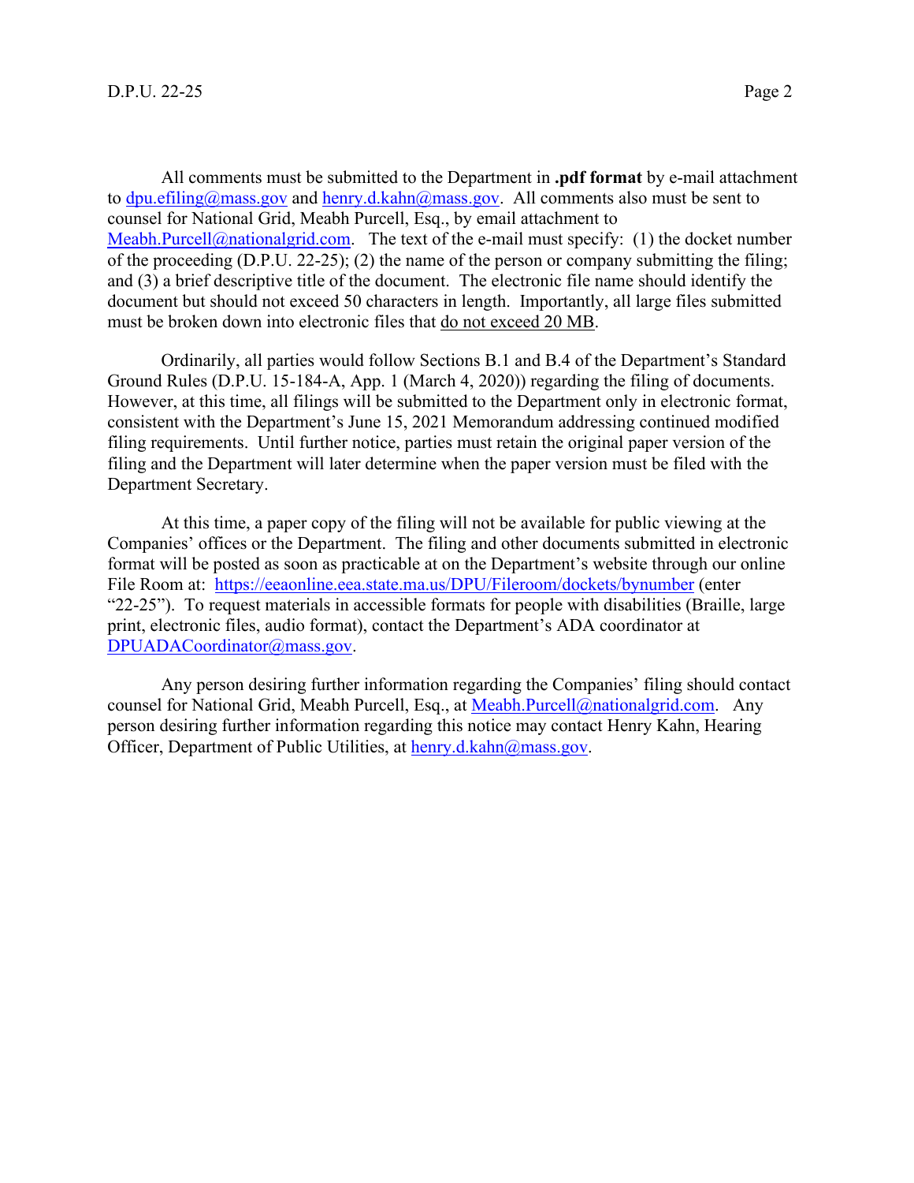All comments must be submitted to the Department in **.pdf format** by e-mail attachment to dpu.efiling@mass.gov and henry.d.kahn@mass.gov. All comments also must be sent to counsel for National Grid, Meabh Purcell, Esq., by email attachment to Meabh.Purcell@nationalgrid.com. The text of the e-mail must specify: (1) the docket number of the proceeding (D.P.U. 22-25); (2) the name of the person or company submitting the filing; and (3) a brief descriptive title of the document. The electronic file name should identify the document but should not exceed 50 characters in length. Importantly, all large files submitted must be broken down into electronic files that do not exceed 20 MB.

Ordinarily, all parties would follow Sections B.1 and B.4 of the Department's Standard Ground Rules (D.P.U. 15-184-A, App. 1 (March 4, 2020)) regarding the filing of documents. However, at this time, all filings will be submitted to the Department only in electronic format, consistent with the Department's June 15, 2021 Memorandum addressing continued modified filing requirements. Until further notice, parties must retain the original paper version of the filing and the Department will later determine when the paper version must be filed with the Department Secretary.

At this time, a paper copy of the filing will not be available for public viewing at the Companies' offices or the Department. The filing and other documents submitted in electronic format will be posted as soon as practicable at on the Department's website through our online File Room at: https://eeaonline.eea.state.ma.us/DPU/Fileroom/dockets/bynumber (enter "22-25"). To request materials in accessible formats for people with disabilities (Braille, large print, electronic files, audio format), contact the Department's ADA coordinator at DPUADACoordinator@mass.gov.

Any person desiring further information regarding the Companies' filing should contact counsel for National Grid, Meabh Purcell, Esq., at Meabh.Purcell@nationalgrid.com. Any person desiring further information regarding this notice may contact Henry Kahn, Hearing Officer, Department of Public Utilities, at henry.d.kahn@mass.gov.